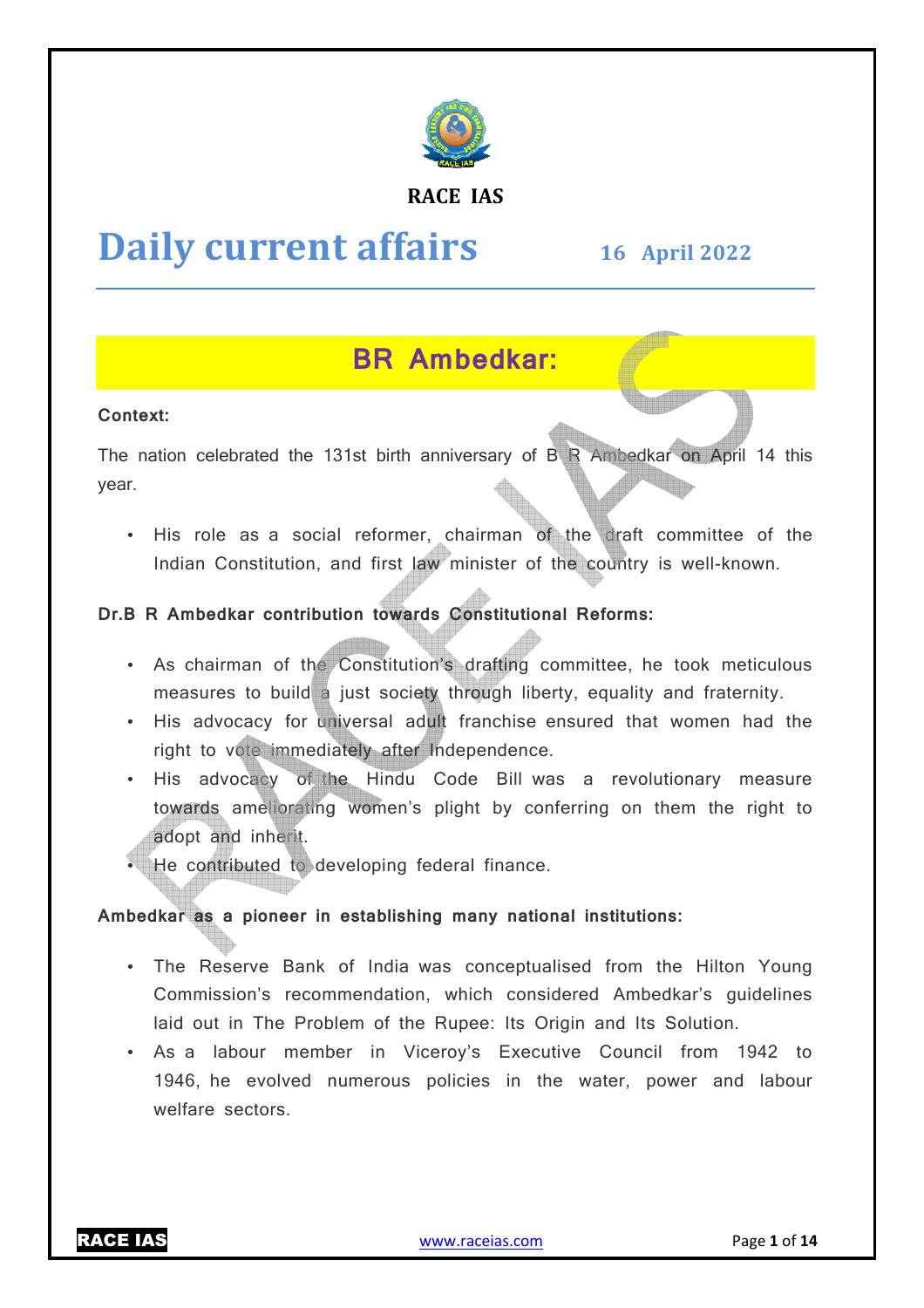**RACE IAS**

# Daily current affairs

**16 April 2022**

## BR Ambedkar:

**Context:**

The nation celebrated the 131st birth anniversary of B R Ambedkar on April 14 this year.

- His role as a social reformer, chairman of the draft committee of the Indian Constitution, and first law minister of the country is well-known.

**Dr.B R Ambedkar contribution towards Constitutional Reforms:**

- As chairman of the Constitution's drafting committee, he took meticulous measures to build a just society through liberty, equality and fraternity.
- His advocacy for universal adult franchise ensured that women had the right to vote immediately after Independence.
- His advocacy of the Hindu Code Bill was a revolutionary measure towards ameliorating women's plight by conferring on them the right to adopt and inherit.
- He contributed to developing federal finance.

**Ambedkar as a pioneer in establishing many national institutions:**

- The Reserve Bank of India was conceptualised from the Hilton Young Commission's recommendation, which considered Ambedkar's guidelines laid out in The Problem of the Rupee: Its Origin and Its Solution.
- As a labour member in Viceroy's Executive Council from 1942 to 1946, he evolved numerous policies in the water, power and labour welfare sectors.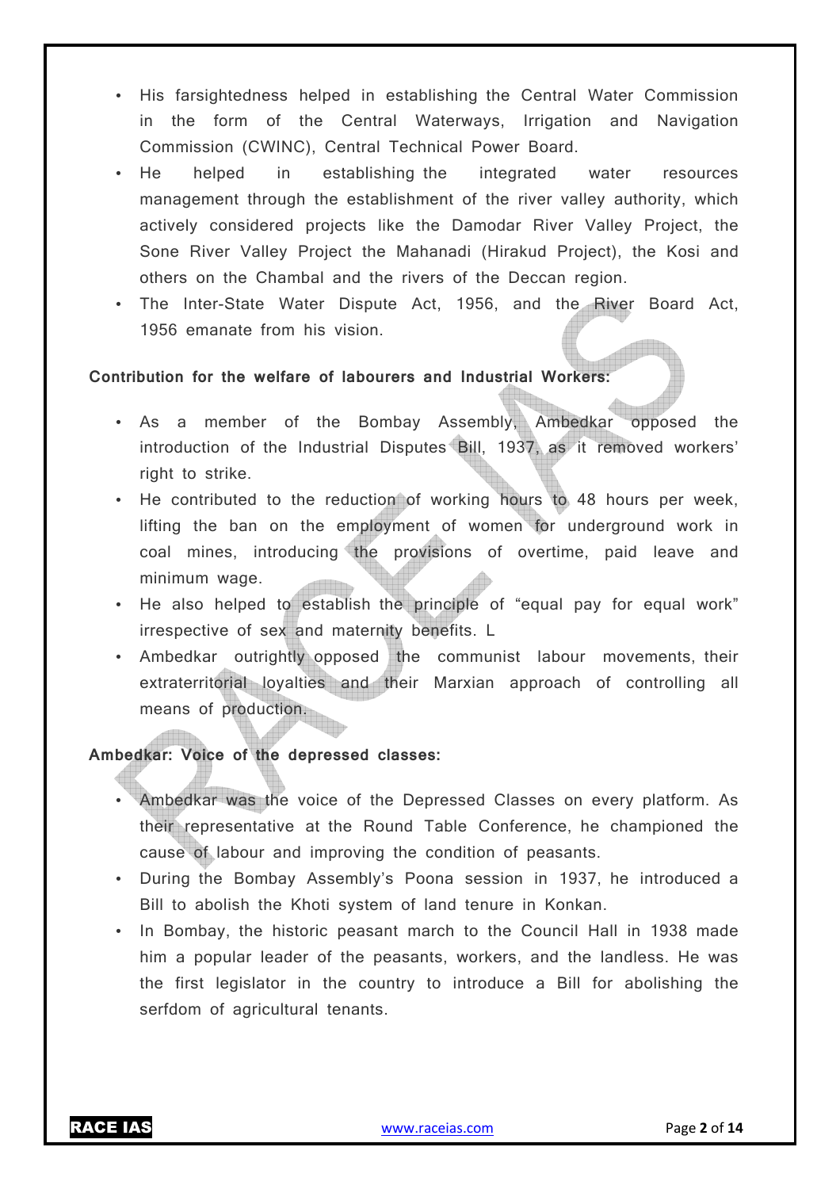- His farsightedness helped in establishing the Central Water Commission in the form of the Central Waterways, Irrigation and Navigation Commission (CWINC), Central Technical Power Board.
- He helped in establishing the integrated water resources management through the establishment of the river valley authority, which actively considered projects like the Damodar River Valley Project, the Sone River Valley Project the Mahanadi (Hirakud Project), the Kosi and others on the Chambal and the rivers of the Deccan region.
- The Inter-State Water Dispute Act, 1956, and the River Board Act, 1956 emanate from his vision.

**Contribution for the welfare of labourers and Industrial Workers:**

- As a member of the Bombay Assembly, Ambedkar opposed the introduction of the Industrial Disputes Bill, 1937, as it removed workers' right to strike.
- He contributed to the reduction of working hours to 48 hours per week, lifting the ban on the employment of women for underground work in coal mines, introducing the provisions of overtime, paid leave and minimum wage.
- He also helped to establish the principle of "equal pay for equal work" irrespective of sex and maternity benefits. L
- Ambedkar outrightly opposed the communist labour movements, their extraterritorial loyalties and their Marxian approach of controlling all means of production.

**Ambedkar: Voice of the depressed classes:**

- Ambedkar was the voice of the Depressed Classes on every platform. As their representative at the Round Table Conference, he championed the cause of labour and improving the condition of peasants.
- During the Bombay Assembly's Poona session in 1937, he introduced a Bill to abolish the Khoti system of land tenure in Konkan.
- In Bombay, the historic peasant march to the Council Hall in 1938 made him a popular leader of the peasants, workers, and the landless. He was the first legislator in the country to introduce a Bill for abolishing the serfdom of agricultural tenants.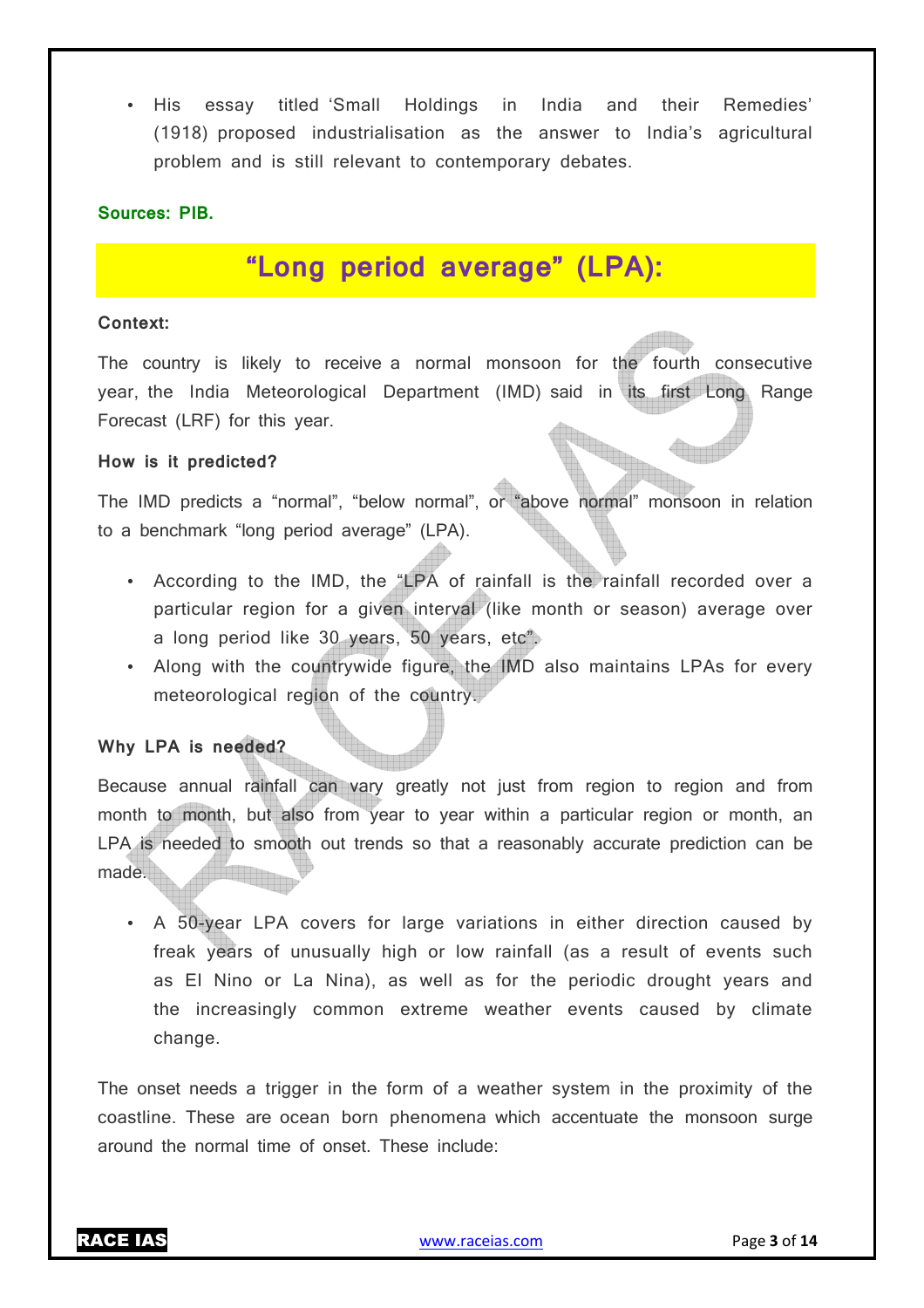- His essay titled 'Small Holdings in India and their Remedies' (1918) proposed industrialisation as the answer to India's agricultural problem and is still relevant to contemporary debates.

**Sources: PIB.**

# "Long period average" (LPA):

**Context:**

The country is likely to receive a normal monsoon for the fourth consecutive year, the India Meteorological Department (IMD) said in its first Long Range Forecast (LRF) for this year.

**How is it predicted?**

The IMD predicts a "normal", "below normal", or "above normal" monsoon in relation to a benchmark "long period average" (LPA).

- According to the IMD, the "LPA of rainfall is the rainfall recorded over a particular region for a given interval (like month or season) average over a long period like 30 years, 50 years, etc".
- Along with the countrywide figure, the IMD also maintains LPAs for every meteorological region of the country.

**Why LPA is needed?**

Because annual rainfall can vary greatly not just from region to region and from month to month, but also from year to year within a particular region or month, an LPA is needed to smooth out trends so that a reasonably accurate prediction can be made.

- A 50-year LPA covers for large variations in either direction caused by freak years of unusually high or low rainfall (as a result of events such as El Nino or La Nina), as well as for the periodic drought years and the increasingly common extreme weather events caused by climate change.

The onset needs a trigger in the form of a weather system in the proximity of the coastline. These are ocean born phenomena which accentuate the monsoon surge around the normal time of onset. These include: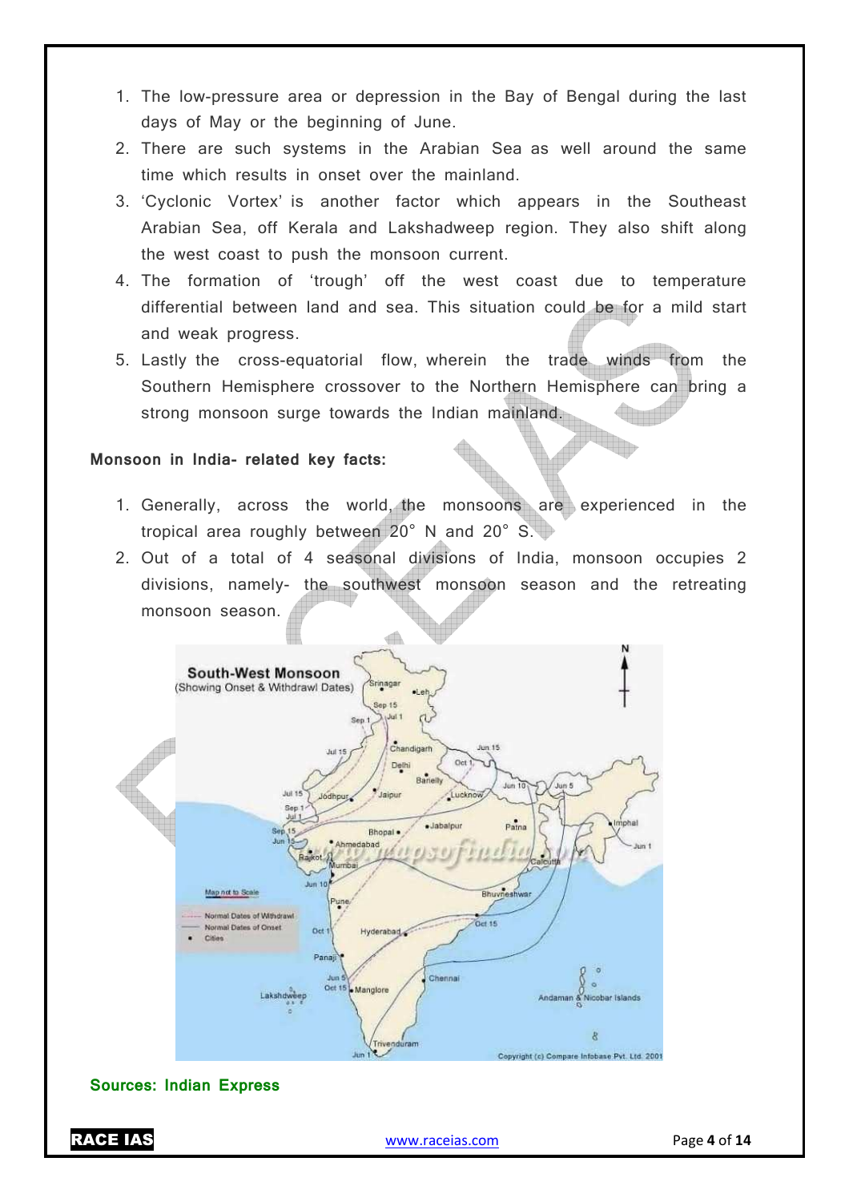1. The low-pressure area or depression in the Bay of Bengal during the last days of May or the beginning of June.
2. There are such systems in the Arabian Sea as well around the same time which results in onset over the mainland.
3. 'Cyclonic Vortex' is another factor which appears in the Southeast Arabian Sea, off Kerala and Lakshadweep region. They also shift along the west coast to push the monsoon current.
4. The formation of 'trough' off the west coast due to temperature differential between land and sea. This situation could be for a mild start and weak progress.
5. Lastly the cross-equatorial flow, wherein the trade winds from the Southern Hemisphere crossover to the Northern Hemisphere can bring a strong monsoon surge towards the Indian mainland.

**Monsoon in India- related key facts:**

1. Generally, across the world, the monsoons are experienced in the tropical area roughly between 20° N and 20° S.
2. Out of a total of 4 seasonal divisions of India, monsoon occupies 2 divisions, namely- the southwest monsoon season and the retreating monsoon season.

**Sources: Indian Express**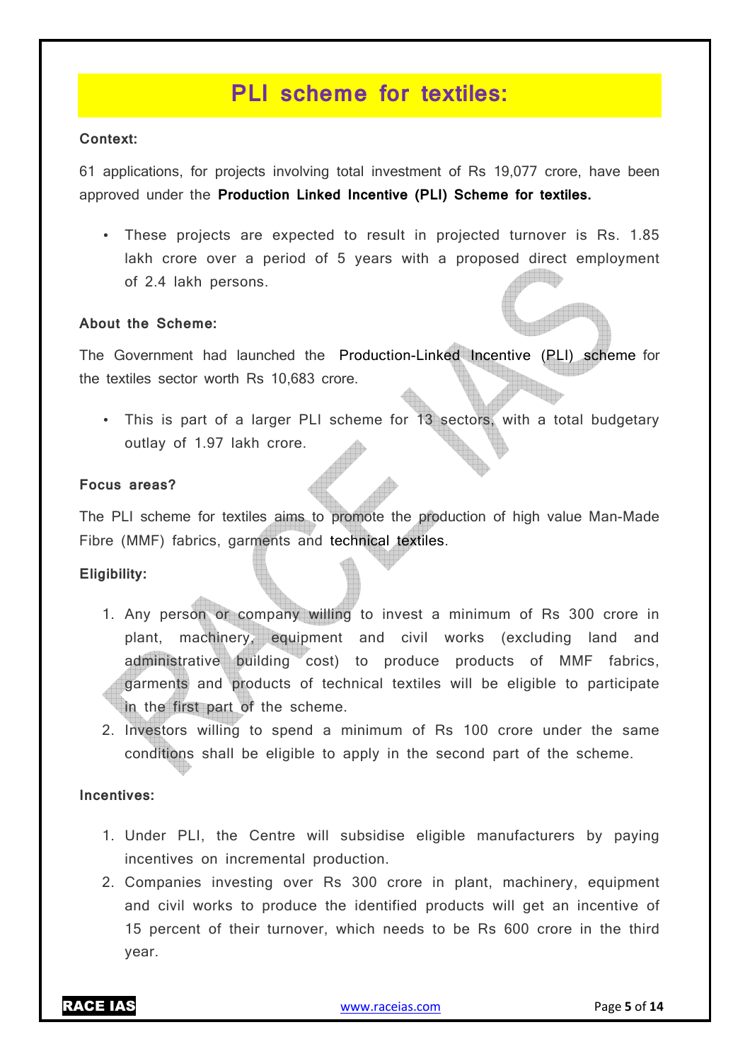# PLI scheme for textiles:

**Context:**

61 applications, for projects involving total investment of Rs 19,077 crore, have been approved under the **Production Linked Incentive (PLI) Scheme for textiles.**

- These projects are expected to result in projected turnover is Rs. 1.85 lakh crore over a period of 5 years with a proposed direct employment of 2.4 lakh persons.

**About the Scheme:**

The Government had launched the Production-Linked Incentive (PLI) scheme for the textiles sector worth Rs 10,683 crore.

- This is part of a larger PLI scheme for 13 sectors, with a total budgetary outlay of 1.97 lakh crore.

**Focus areas?**

The PLI scheme for textiles aims to promote the production of high value Man-Made Fibre (MMF) fabrics, garments and technical textiles.

**Eligibility:**

1. Any person or company willing to invest a minimum of Rs 300 crore in plant, machinery, equipment and civil works (excluding land and administrative building cost) to produce products of MMF fabrics, garments and products of technical textiles will be eligible to participate in the first part of the scheme.
2. Investors willing to spend a minimum of Rs 100 crore under the same conditions shall be eligible to apply in the second part of the scheme.

**Incentives:**

1. Under PLI, the Centre will subsidise eligible manufacturers by paying incentives on incremental production.
2. Companies investing over Rs 300 crore in plant, machinery, equipment and civil works to produce the identified products will get an incentive of 15 percent of their turnover, which needs to be Rs 600 crore in the third year.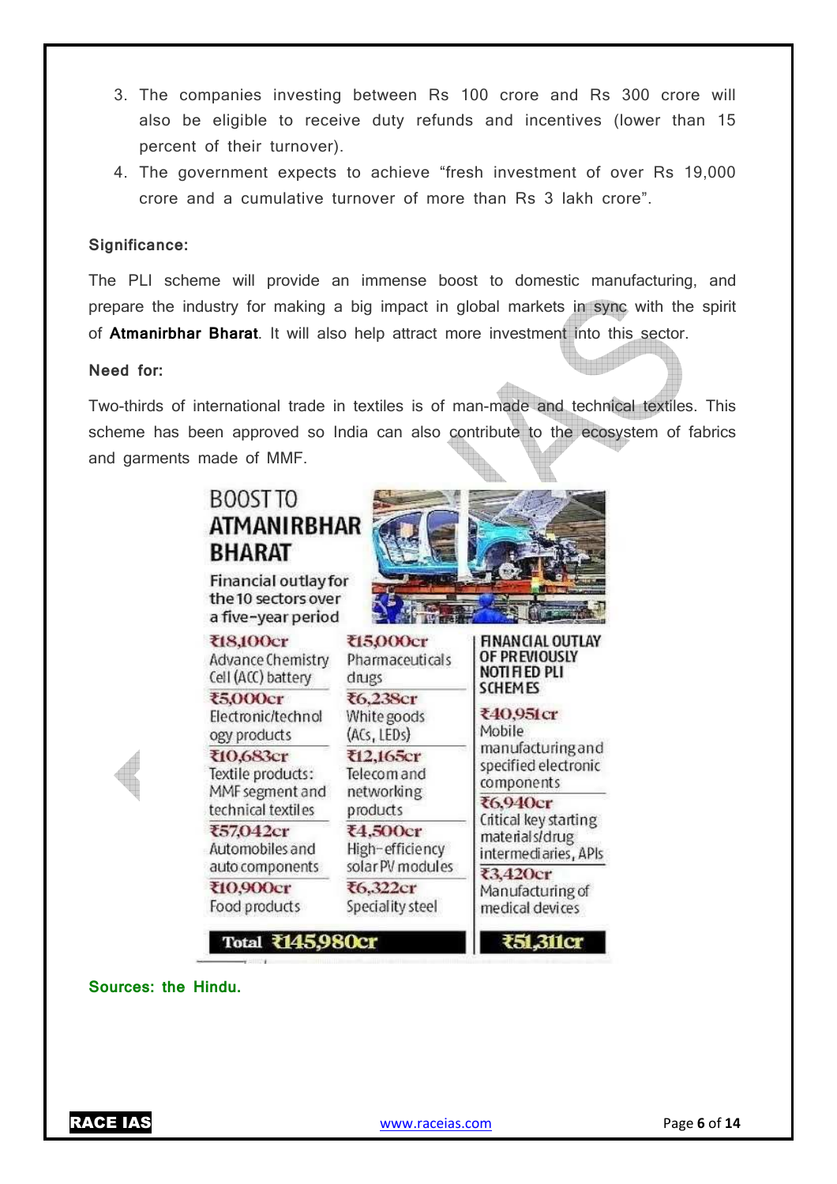3. The companies investing between Rs 100 crore and Rs 300 crore will also be eligible to receive duty refunds and incentives (lower than 15 percent of their turnover).
4. The government expects to achieve "fresh investment of over Rs 19,000 crore and a cumulative turnover of more than Rs 3 lakh crore".

**Significance:**

The PLI scheme will provide an immense boost to domestic manufacturing, and prepare the industry for making a big impact in global markets in sync with the spirit of **Atmanirbhar Bharat**. It will also help attract more investment into this sector.

**Need for:**

Two-thirds of international trade in textiles is of man-made and technical textiles. This scheme has been approved so India can also contribute to the ecosystem of fabrics and garments made of MMF.

**BOOST TO ATMANIRBHAR BHARAT**

Financial outlay for the 10 sectors over a five-year period

| Amount | Sector | Amount | Sector |
|---|---|---|---|
| ₹18,100cr | Advance Chemistry Cell (ACC) battery | ₹15,000cr | Pharmaceuticals drugs |
| ₹5,000cr | Electronic/technology products | ₹6,238cr | White goods (ACs, LEDs) |
| ₹10,683cr | Textile products: MMF segment and technical textiles | ₹12,165cr | Telecom and networking products |
| ₹57,042cr | Automobiles and auto components | ₹4,500cr | High-efficiency solar PV modules |
| ₹10,900cr | Food products | ₹6,322cr | Speciality steel |
| **Total** | **₹145,980cr** | | |

**FINANCIAL OUTLAY OF PREVIOUSLY NOTIFIED PLI SCHEMES**

| Amount | Sector |
|---|---|
| ₹40,951cr | Mobile manufacturing and specified electronic components |
| ₹6,940cr | Critical key starting materials/drug intermediaries, APIs |
| ₹3,420cr | Manufacturing of medical devices |
| **Total** | **₹51,311cr** |

**Sources: the Hindu.**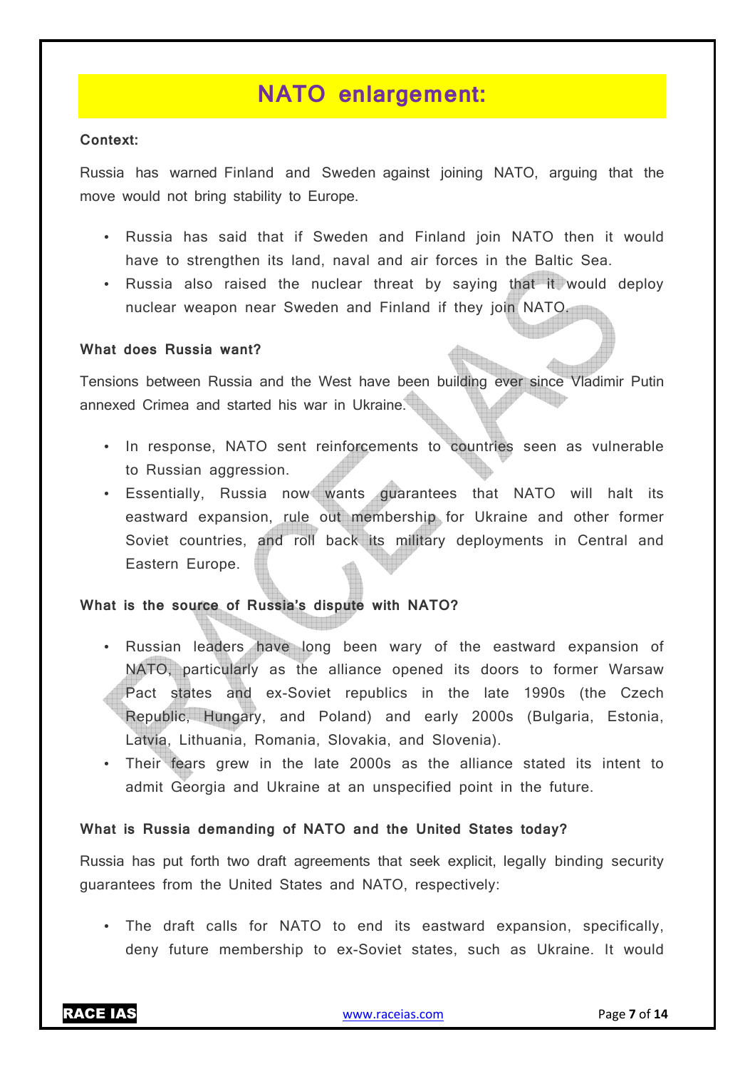# NATO enlargement:

**Context:**

Russia has warned Finland and Sweden against joining NATO, arguing that the move would not bring stability to Europe.

- Russia has said that if Sweden and Finland join NATO then it would have to strengthen its land, naval and air forces in the Baltic Sea.
- Russia also raised the nuclear threat by saying that it would deploy nuclear weapon near Sweden and Finland if they join NATO.

**What does Russia want?**

Tensions between Russia and the West have been building ever since Vladimir Putin annexed Crimea and started his war in Ukraine.

- In response, NATO sent reinforcements to countries seen as vulnerable to Russian aggression.
- Essentially, Russia now wants guarantees that NATO will halt its eastward expansion, rule out membership for Ukraine and other former Soviet countries, and roll back its military deployments in Central and Eastern Europe.

**What is the source of Russia's dispute with NATO?**

- Russian leaders have long been wary of the eastward expansion of NATO, particularly as the alliance opened its doors to former Warsaw Pact states and ex-Soviet republics in the late 1990s (the Czech Republic, Hungary, and Poland) and early 2000s (Bulgaria, Estonia, Latvia, Lithuania, Romania, Slovakia, and Slovenia).
- Their fears grew in the late 2000s as the alliance stated its intent to admit Georgia and Ukraine at an unspecified point in the future.

**What is Russia demanding of NATO and the United States today?**

Russia has put forth two draft agreements that seek explicit, legally binding security guarantees from the United States and NATO, respectively:

- The draft calls for NATO to end its eastward expansion, specifically, deny future membership to ex-Soviet states, such as Ukraine. It would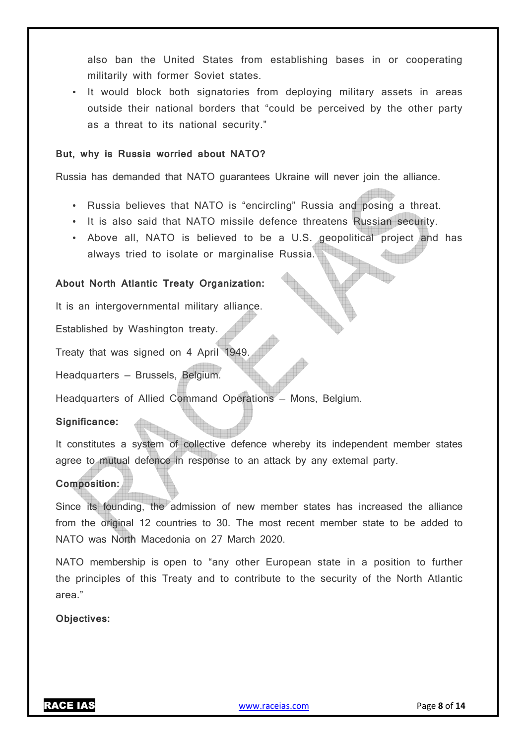also ban the United States from establishing bases in or cooperating militarily with former Soviet states.

- It would block both signatories from deploying military assets in areas outside their national borders that "could be perceived by the other party as a threat to its national security."

**But, why is Russia worried about NATO?**

Russia has demanded that NATO guarantees Ukraine will never join the alliance.

- Russia believes that NATO is "encircling" Russia and posing a threat.
- It is also said that NATO missile defence threatens Russian security.
- Above all, NATO is believed to be a U.S. geopolitical project and has always tried to isolate or marginalise Russia.

**About North Atlantic Treaty Organization:**

It is an intergovernmental military alliance.

Established by Washington treaty.

Treaty that was signed on 4 April 1949.

Headquarters – Brussels, Belgium.

Headquarters of Allied Command Operations – Mons, Belgium.

**Significance:**

It constitutes a system of collective defence whereby its independent member states agree to mutual defence in response to an attack by any external party.

**Composition:**

Since its founding, the admission of new member states has increased the alliance from the original 12 countries to 30. The most recent member state to be added to NATO was North Macedonia on 27 March 2020.

NATO membership is open to "any other European state in a position to further the principles of this Treaty and to contribute to the security of the North Atlantic area."

**Objectives:**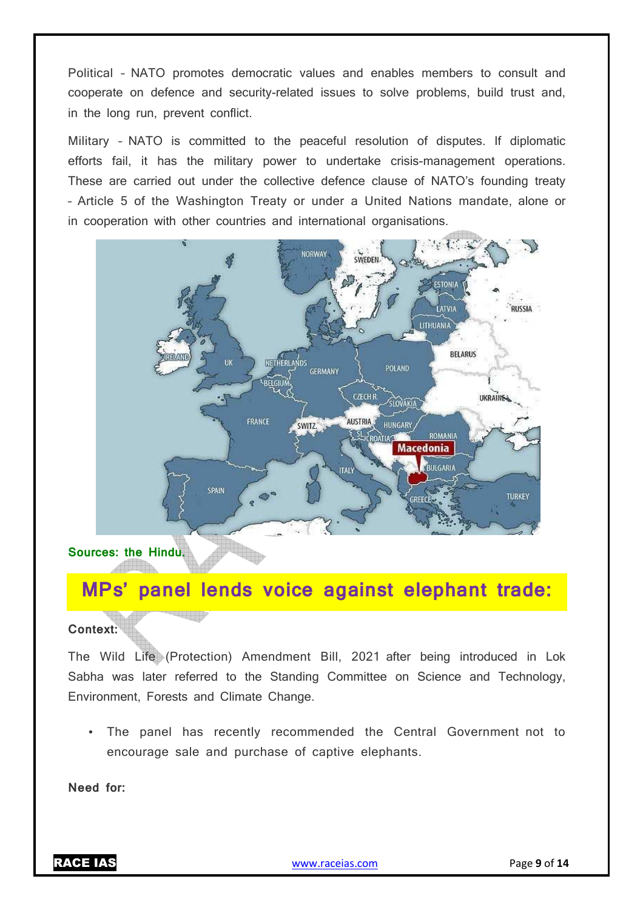Political – NATO promotes democratic values and enables members to consult and cooperate on defence and security-related issues to solve problems, build trust and, in the long run, prevent conflict.

Military – NATO is committed to the peaceful resolution of disputes. If diplomatic efforts fail, it has the military power to undertake crisis-management operations. These are carried out under the collective defence clause of NATO's founding treaty – Article 5 of the Washington Treaty or under a United Nations mandate, alone or in cooperation with other countries and international organisations.

**Sources: the Hindu.**

## MPs' panel lends voice against elephant trade:

**Context:**

The Wild Life (Protection) Amendment Bill, 2021 after being introduced in Lok Sabha was later referred to the Standing Committee on Science and Technology, Environment, Forests and Climate Change.

- The panel has recently recommended the Central Government not to encourage sale and purchase of captive elephants.

**Need for:**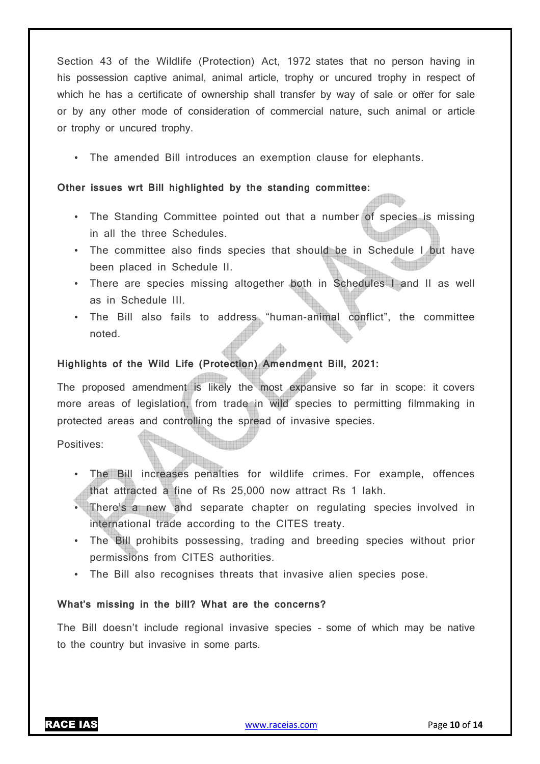Section 43 of the Wildlife (Protection) Act, 1972 states that no person having in his possession captive animal, animal article, trophy or uncured trophy in respect of which he has a certificate of ownership shall transfer by way of sale or offer for sale or by any other mode of consideration of commercial nature, such animal or article or trophy or uncured trophy.

- The amended Bill introduces an exemption clause for elephants.

**Other issues wrt Bill highlighted by the standing committee:**

- The Standing Committee pointed out that a number of species is missing in all the three Schedules.
- The committee also finds species that should be in Schedule I but have been placed in Schedule II.
- There are species missing altogether both in Schedules I and II as well as in Schedule III.
- The Bill also fails to address "human-animal conflict", the committee noted.

**Highlights of the Wild Life (Protection) Amendment Bill, 2021:**

The proposed amendment is likely the most expansive so far in scope: it covers more areas of legislation, from trade in wild species to permitting filmmaking in protected areas and controlling the spread of invasive species.

Positives:

- The Bill increases penalties for wildlife crimes. For example, offences that attracted a fine of Rs 25,000 now attract Rs 1 lakh.
- There's a new and separate chapter on regulating species involved in international trade according to the CITES treaty.
- The Bill prohibits possessing, trading and breeding species without prior permissions from CITES authorities.
- The Bill also recognises threats that invasive alien species pose.

**What's missing in the bill? What are the concerns?**

The Bill doesn't include regional invasive species – some of which may be native to the country but invasive in some parts.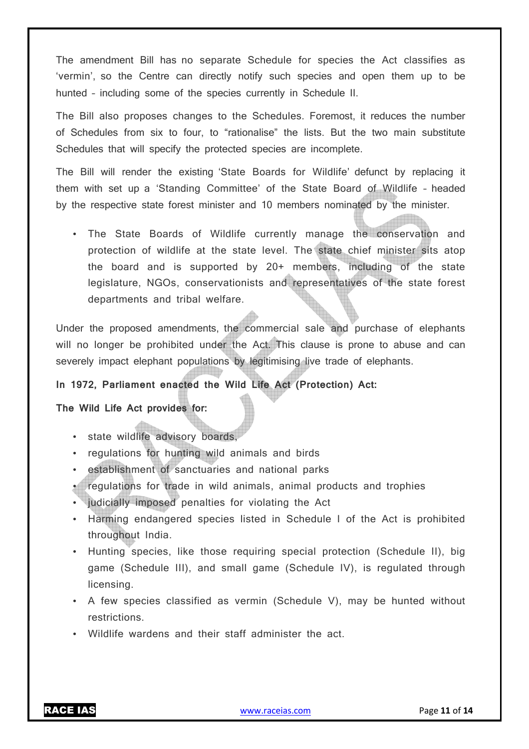The amendment Bill has no separate Schedule for species the Act classifies as 'vermin', so the Centre can directly notify such species and open them up to be hunted – including some of the species currently in Schedule II.

The Bill also proposes changes to the Schedules. Foremost, it reduces the number of Schedules from six to four, to "rationalise" the lists. But the two main substitute Schedules that will specify the protected species are incomplete.

The Bill will render the existing 'State Boards for Wildlife' defunct by replacing it them with set up a 'Standing Committee' of the State Board of Wildlife – headed by the respective state forest minister and 10 members nominated by the minister.

- The State Boards of Wildlife currently manage the conservation and protection of wildlife at the state level. The state chief minister sits atop the board and is supported by 20+ members, including of the state legislature, NGOs, conservationists and representatives of the state forest departments and tribal welfare.

Under the proposed amendments, the commercial sale and purchase of elephants will no longer be prohibited under the Act. This clause is prone to abuse and can severely impact elephant populations by legitimising live trade of elephants.

**In 1972, Parliament enacted the Wild Life Act (Protection) Act:**

**The Wild Life Act provides for:**

- state wildlife advisory boards,
- regulations for hunting wild animals and birds
- establishment of sanctuaries and national parks
- regulations for trade in wild animals, animal products and trophies
- judicially imposed penalties for violating the Act
- Harming endangered species listed in Schedule I of the Act is prohibited throughout India.
- Hunting species, like those requiring special protection (Schedule II), big game (Schedule III), and small game (Schedule IV), is regulated through licensing.
- A few species classified as vermin (Schedule V), may be hunted without restrictions.
- Wildlife wardens and their staff administer the act.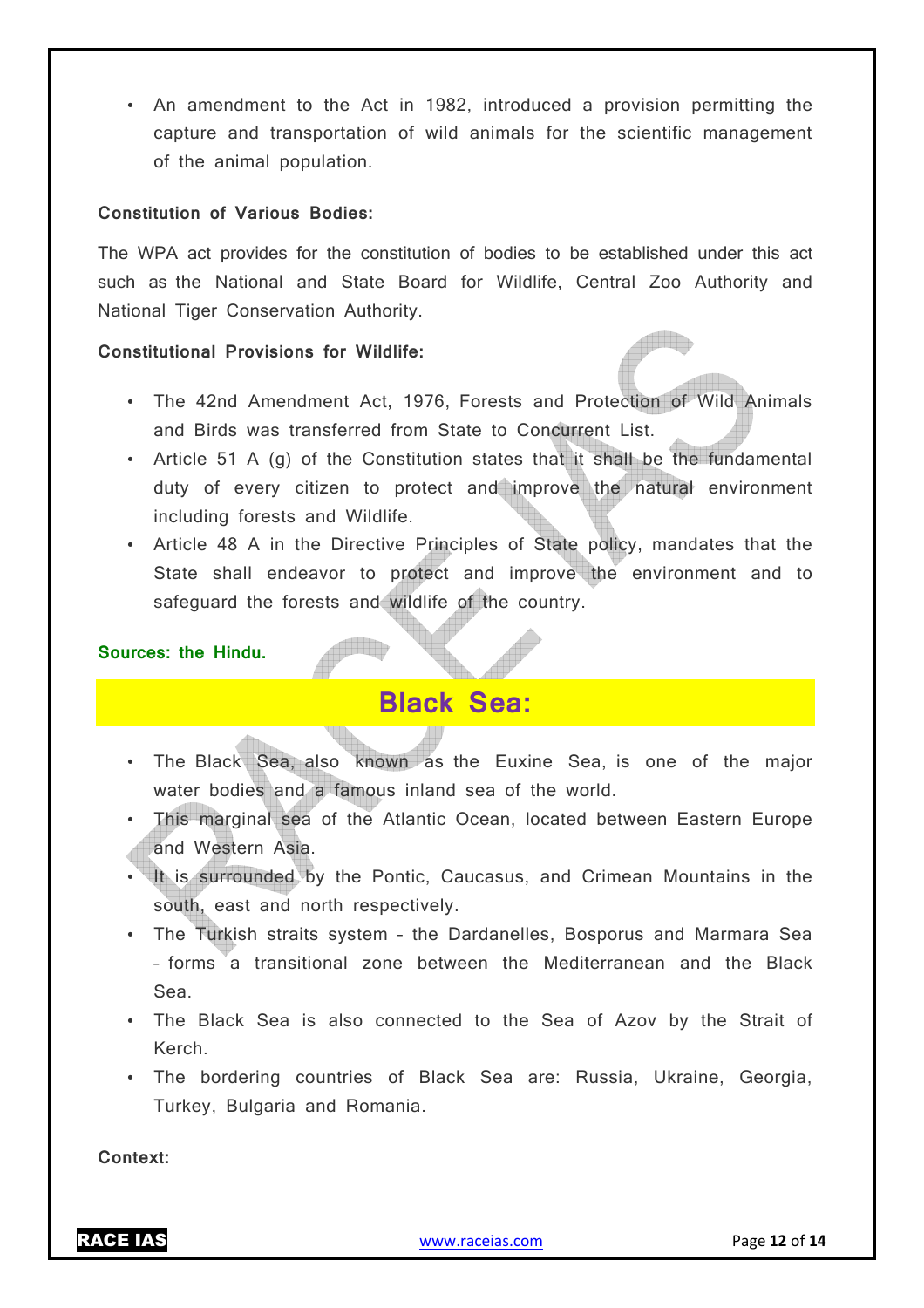- An amendment to the Act in 1982, introduced a provision permitting the capture and transportation of wild animals for the scientific management of the animal population.

**Constitution of Various Bodies:**

The WPA act provides for the constitution of bodies to be established under this act such as the National and State Board for Wildlife, Central Zoo Authority and National Tiger Conservation Authority.

**Constitutional Provisions for Wildlife:**

- The 42nd Amendment Act, 1976, Forests and Protection of Wild Animals and Birds was transferred from State to Concurrent List.
- Article 51 A (g) of the Constitution states that it shall be the fundamental duty of every citizen to protect and improve the natural environment including forests and Wildlife.
- Article 48 A in the Directive Principles of State policy, mandates that the State shall endeavor to protect and improve the environment and to safeguard the forests and wildlife of the country.

**Sources: the Hindu.**

## Black Sea:

- The Black Sea, also known as the Euxine Sea, is one of the major water bodies and a famous inland sea of the world.
- This marginal sea of the Atlantic Ocean, located between Eastern Europe and Western Asia.
- It is surrounded by the Pontic, Caucasus, and Crimean Mountains in the south, east and north respectively.
- The Turkish straits system – the Dardanelles, Bosporus and Marmara Sea – forms a transitional zone between the Mediterranean and the Black Sea.
- The Black Sea is also connected to the Sea of Azov by the Strait of Kerch.
- The bordering countries of Black Sea are: Russia, Ukraine, Georgia, Turkey, Bulgaria and Romania.

**Context:**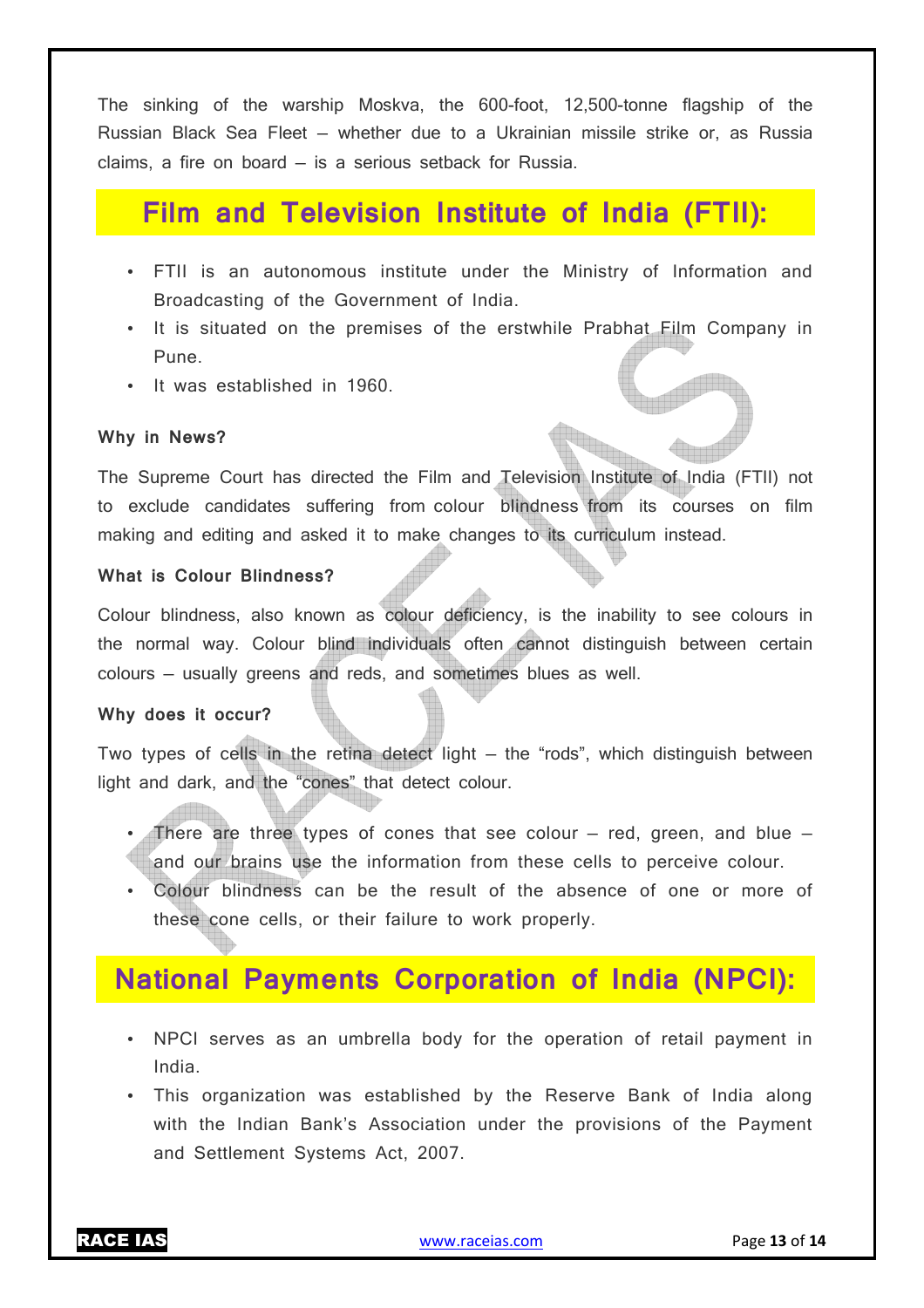The sinking of the warship Moskva, the 600-foot, 12,500-tonne flagship of the Russian Black Sea Fleet – whether due to a Ukrainian missile strike or, as Russia claims, a fire on board – is a serious setback for Russia.

## Film and Television Institute of India (FTII):

- FTII is an autonomous institute under the Ministry of Information and Broadcasting of the Government of India.
- It is situated on the premises of the erstwhile Prabhat Film Company in Pune.
- It was established in 1960.

**Why in News?**

The Supreme Court has directed the Film and Television Institute of India (FTII) not to exclude candidates suffering from colour blindness from its courses on film making and editing and asked it to make changes to its curriculum instead.

**What is Colour Blindness?**

Colour blindness, also known as colour deficiency, is the inability to see colours in the normal way. Colour blind individuals often cannot distinguish between certain colours – usually greens and reds, and sometimes blues as well.

**Why does it occur?**

Two types of cells in the retina detect light – the "rods", which distinguish between light and dark, and the "cones" that detect colour.

- There are three types of cones that see colour – red, green, and blue – and our brains use the information from these cells to perceive colour.
- Colour blindness can be the result of the absence of one or more of these cone cells, or their failure to work properly.

## National Payments Corporation of India (NPCI):

- NPCI serves as an umbrella body for the operation of retail payment in India.
- This organization was established by the Reserve Bank of India along with the Indian Bank's Association under the provisions of the Payment and Settlement Systems Act, 2007.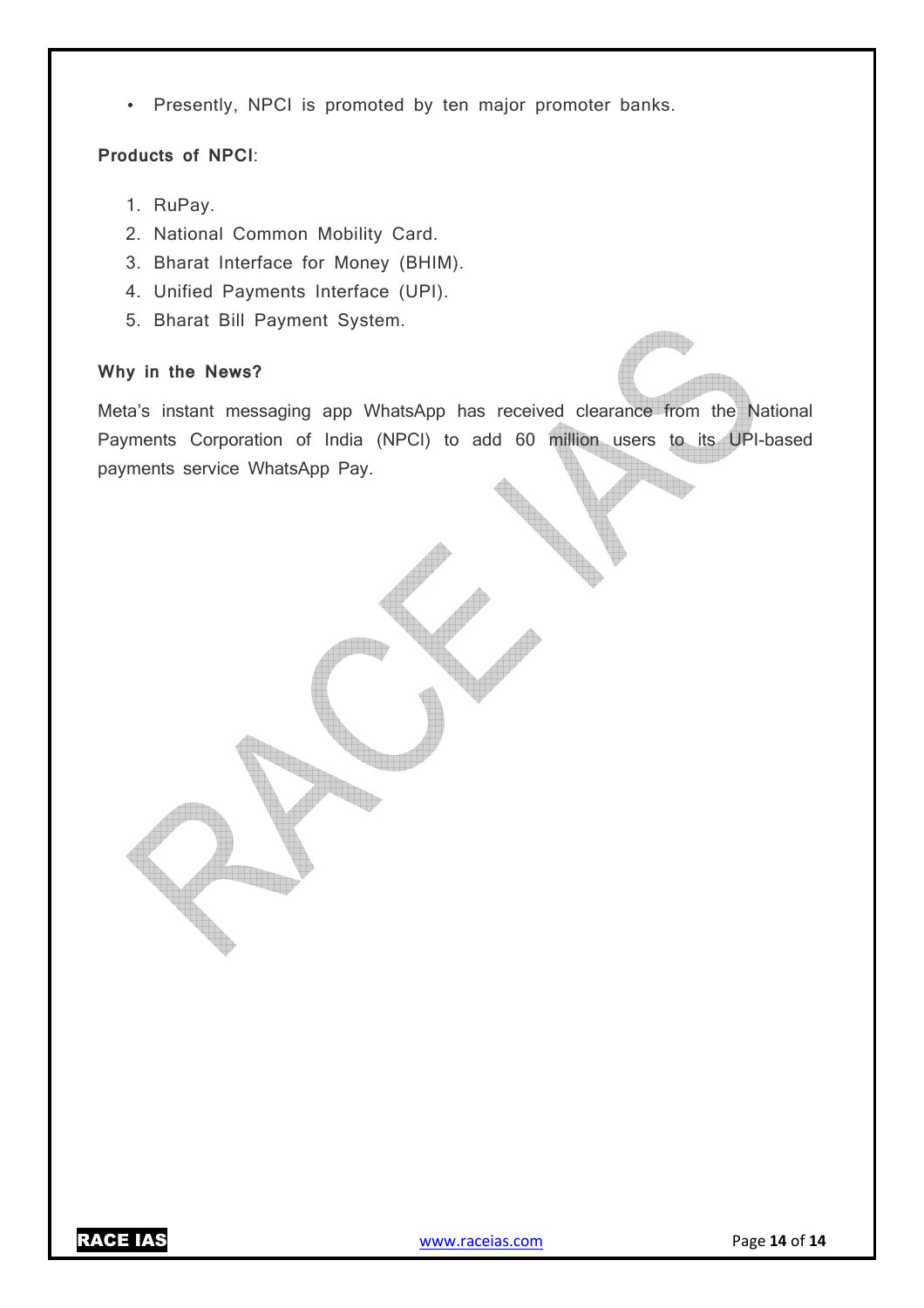- Presently, NPCI is promoted by ten major promoter banks.

**Products of NPCI**:

1. RuPay.
2. National Common Mobility Card.
3. Bharat Interface for Money (BHIM).
4. Unified Payments Interface (UPI).
5. Bharat Bill Payment System.

**Why in the News?**

Meta's instant messaging app WhatsApp has received clearance from the National Payments Corporation of India (NPCI) to add 60 million users to its UPI-based payments service WhatsApp Pay.